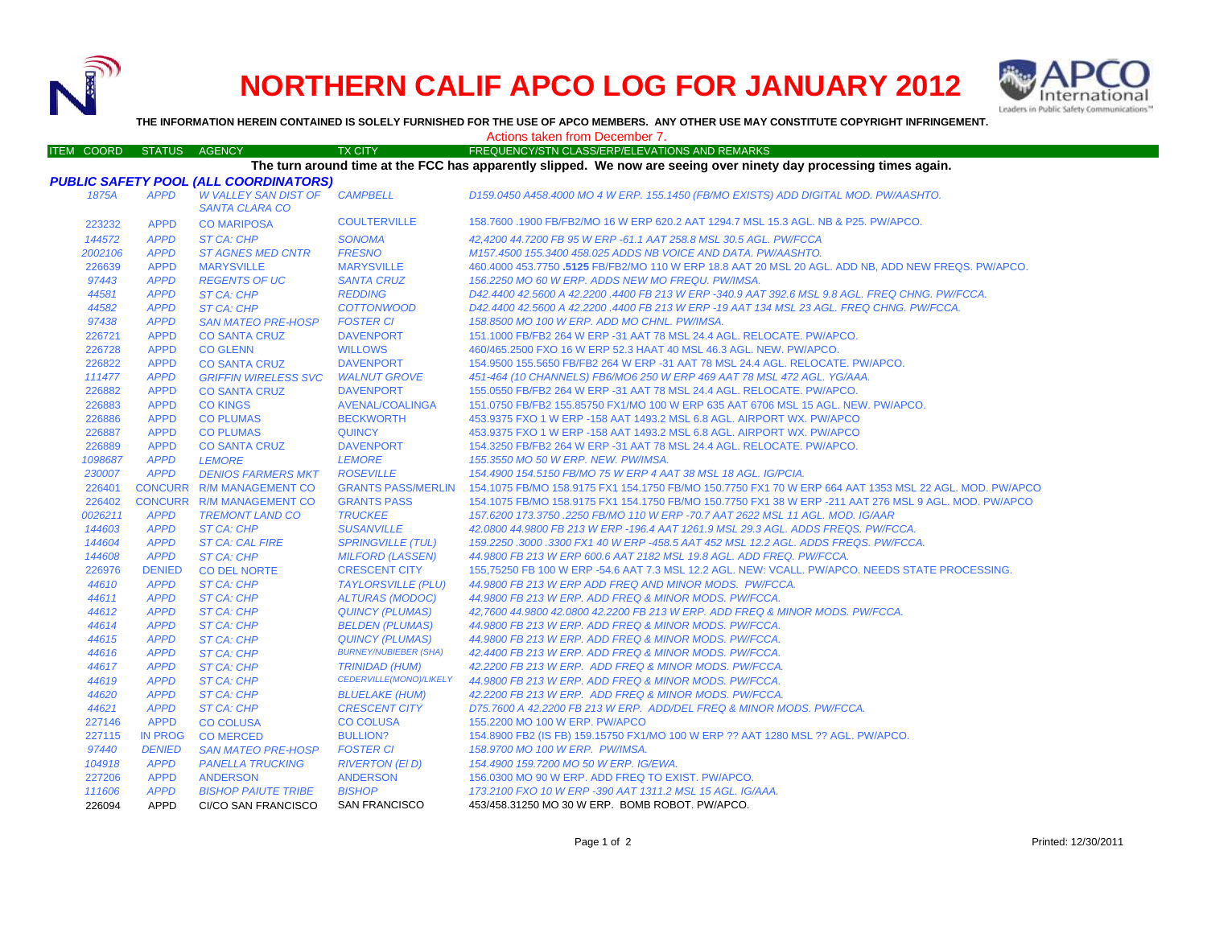# NORTHERN CALIF APCO LOG FOR JANUARY 2012

**THE INFORMATION HEREIN CONTAINED IS SOLELY FURNISHED FOR THE USE OF APCO MEMBERS. ANY OTHER USE MAY CONSTITUTE COPYRIGHT INFRINGEMENT.**

Actions taken from December 7.

| ITEM COORD | STATUS | AGENCY | TX CITY | FREQUENCY/STN CLASS/ERP/ELEVATIONS AND REMARKS |
|---|---|---|---|---|

**The turn around time at the FCC has apparently slipped. We now are seeing over ninety day processing times again.**

### PUBLIC SAFETY POOL (ALL COORDINATORS)

| ITEM COORD | STATUS | AGENCY | TX CITY | FREQUENCY/STN CLASS/ERP/ELEVATIONS AND REMARKS |
|---|---|---|---|---|
| 1875A | APPD | W VALLEY SAN DIST OF SANTA CLARA CO | CAMPBELL | D159.0450 A458.4000 MO 4 W ERP. 155.1450 (FB/MO EXISTS) ADD DIGITAL MOD. PW/AASHTO. |
| 223232 | APPD | CO MARIPOSA | COULTERVILLE | 158.7600 .1900 FB/FB2/MO 16 W ERP 620.2 AAT 1294.7 MSL 15.3 AGL. NB & P25. PW/APCO. |
| 144572 | APPD | ST CA: CHP | SONOMA | 42,4200 44.7200 FB 95 W ERP -61.1 AAT 258.8 MSL 30.5 AGL. PW/FCCA |
| 2002106 | APPD | ST AGNES MED CNTR | FRESNO | M157.4500 155.3400 458.025 ADDS NB VOICE AND DATA. PW/AASHTO. |
| 226639 | APPD | MARYSVILLE | MARYSVILLE | 460.4000 453.7750 **.5125** FB/FB2/MO 110 W ERP 18.8 AAT 20 MSL 20 AGL. ADD NB, ADD NEW FREQS. PW/APCO. |
| 97443 | APPD | REGENTS OF UC | SANTA CRUZ | 156.2250 MO 60 W ERP. ADDS NEW MO FREQU. PW/IMSA. |
| 44581 | APPD | ST CA: CHP | REDDING | D42.4400 42.5600 A 42.2200 .4400 FB 213 W ERP -340.9 AAT 392.6 MSL 9.8 AGL. FREQ CHNG. PW/FCCA. |
| 44582 | APPD | ST CA: CHP | COTTONWOOD | D42.4400 42.5600 A 42.2200 .4400 FB 213 W ERP -19 AAT 134 MSL 23 AGL. FREQ CHNG. PW/FCCA. |
| 97438 | APPD | SAN MATEO PRE-HOSP | FOSTER CI | 158.8500 MO 100 W ERP. ADD MO CHNL. PW/IMSA. |
| 226721 | APPD | CO SANTA CRUZ | DAVENPORT | 151.1000 FB/FB2 264 W ERP -31 AAT 78 MSL 24.4 AGL. RELOCATE. PW/APCO. |
| 226728 | APPD | CO GLENN | WILLOWS | 460/465.2500 FXO 16 W ERP 52.3 HAAT 40 MSL 46.3 AGL. NEW. PW/APCO. |
| 226822 | APPD | CO SANTA CRUZ | DAVENPORT | 154.9500 155.5650 FB/FB2 264 W ERP -31 AAT 78 MSL 24.4 AGL. RELOCATE. PW/APCO. |
| 111477 | APPD | GRIFFIN WIRELESS SVC | WALNUT GROVE | 451-464 (10 CHANNELS) FB6/MO6 250 W ERP 469 AAT 78 MSL 472 AGL. YG/AAA. |
| 226882 | APPD | CO SANTA CRUZ | DAVENPORT | 155.0550 FB/FB2 264 W ERP -31 AAT 78 MSL 24.4 AGL. RELOCATE. PW/APCO. |
| 226883 | APPD | CO KINGS | AVENAL/COALINGA | 151.0750 FB/FB2 155.85750 FX1/MO 100 W ERP 635 AAT 6706 MSL 15 AGL. NEW. PW/APCO. |
| 226886 | APPD | CO PLUMAS | BECKWORTH | 453.9375 FXO 1 W ERP -158 AAT 1493.2 MSL 6.8 AGL. AIRPORT WX. PW/APCO |
| 226887 | APPD | CO PLUMAS | QUINCY | 453.9375 FXO 1 W ERP -158 AAT 1493.2 MSL 6.8 AGL. AIRPORT WX. PW/APCO |
| 226889 | APPD | CO SANTA CRUZ | DAVENPORT | 154.3250 FB/FB2 264 W ERP -31 AAT 78 MSL 24.4 AGL. RELOCATE. PW/APCO. |
| 1098687 | APPD | LEMORE | LEMORE | 155.3550 MO 50 W ERP. NEW. PW/IMSA. |
| 230007 | APPD | DENIOS FARMERS MKT | ROSEVILLE | 154.4900 154.5150 FB/MO 75 W ERP 4 AAT 38 MSL 18 AGL. IG/PCIA. |
| 226401 | CONCURR | R/M MANAGEMENT CO | GRANTS PASS/MERLIN | 154.1075 FB/MO 158.9175 FX1 154.1750 FB/MO 150.7750 FX1 70 W ERP 664 AAT 1353 MSL 22 AGL. MOD. PW/APCO |
| 226402 | CONCURR | R/M MANAGEMENT CO | GRANTS PASS | 154.1075 FB/MO 158.9175 FX1 154.1750 FB/MO 150.7750 FX1 38 W ERP -211 AAT 276 MSL 9 AGL. MOD. PW/APCO |
| 0026211 | APPD | TREMONT LAND CO | TRUCKEE | 157.6200 173.3750 .2250 FB/MO 110 W ERP -70.7 AAT 2622 MSL 11 AGL. MOD. IG/AAR |
| 144603 | APPD | ST CA: CHP | SUSANVILLE | 42.0800 44.9800 FB 213 W ERP -196.4 AAT 1261.9 MSL 29.3 AGL. ADDS FREQS. PW/FCCA. |
| 144604 | APPD | ST CA: CAL FIRE | SPRINGVILLE (TUL) | 159.2250 .3000 .3300 FX1 40 W ERP -458.5 AAT 452 MSL 12.2 AGL. ADDS FREQS. PW/FCCA. |
| 144608 | APPD | ST CA: CHP | MILFORD (LASSEN) | 44.9800 FB 213 W ERP 600.6 AAT 2182 MSL 19.8 AGL. ADD FREQ. PW/FCCA. |
| 226976 | DENIED | CO DEL NORTE | CRESCENT CITY | 155,75250 FB 100 W ERP -54.6 AAT 7.3 MSL 12.2 AGL. NEW: VCALL. PW/APCO. NEEDS STATE PROCESSING. |
| 44610 | APPD | ST CA: CHP | TAYLORSVILLE (PLU) | 44.9800 FB 213 W ERP ADD FREQ AND MINOR MODS. PW/FCCA. |
| 44611 | APPD | ST CA: CHP | ALTURAS (MODOC) | 44.9800 FB 213 W ERP. ADD FREQ & MINOR MODS. PW/FCCA. |
| 44612 | APPD | ST CA: CHP | QUINCY (PLUMAS) | 42,7600 44.9800 42.0800 42.2200 FB 213 W ERP. ADD FREQ & MINOR MODS. PW/FCCA. |
| 44614 | APPD | ST CA: CHP | BELDEN (PLUMAS) | 44.9800 FB 213 W ERP. ADD FREQ & MINOR MODS. PW/FCCA. |
| 44615 | APPD | ST CA: CHP | QUINCY (PLUMAS) | 44.9800 FB 213 W ERP. ADD FREQ & MINOR MODS. PW/FCCA. |
| 44616 | APPD | ST CA: CHP | BURNEY/NUBIEBER (SHA) | 42.4400 FB 213 W ERP. ADD FREQ & MINOR MODS. PW/FCCA. |
| 44617 | APPD | ST CA: CHP | TRINIDAD (HUM) | 42.2200 FB 213 W ERP. ADD FREQ & MINOR MODS. PW/FCCA. |
| 44619 | APPD | ST CA: CHP | CEDERVILLE(MONO)/LIKELY | 44.9800 FB 213 W ERP. ADD FREQ & MINOR MODS. PW/FCCA. |
| 44620 | APPD | ST CA: CHP | BLUELAKE (HUM) | 42.2200 FB 213 W ERP. ADD FREQ & MINOR MODS. PW/FCCA. |
| 44621 | APPD | ST CA: CHP | CRESCENT CITY | D75.7600 A 42.2200 FB 213 W ERP. ADD/DEL FREQ & MINOR MODS. PW/FCCA. |
| 227146 | APPD | CO COLUSA | CO COLUSA | 155.2200 MO 100 W ERP. PW/APCO |
| 227115 | IN PROG | CO MERCED | BULLION? | 154.8900 FB2 (IS FB) 159.15750 FX1/MO 100 W ERP ?? AAT 1280 MSL ?? AGL. PW/APCO. |
| 97440 | DENIED | SAN MATEO PRE-HOSP | FOSTER CI | 158.9700 MO 100 W ERP. PW/IMSA. |
| 104918 | APPD | PANELLA TRUCKING | RIVERTON (EI D) | 154.4900 159.7200 MO 50 W ERP. IG/EWA. |
| 227206 | APPD | ANDERSON | ANDERSON | 156.0300 MO 90 W ERP. ADD FREQ TO EXIST. PW/APCO. |
| 111606 | APPD | BISHOP PAIUTE TRIBE | BISHOP | 173.2100 FXO 10 W ERP -390 AAT 1311.2 MSL 15 AGL. IG/AAA. |
| 226094 | APPD | CI/CO SAN FRANCISCO | SAN FRANCISCO | 453/458.31250 MO 30 W ERP. BOMB ROBOT. PW/APCO. |

Printed: 12/30/2011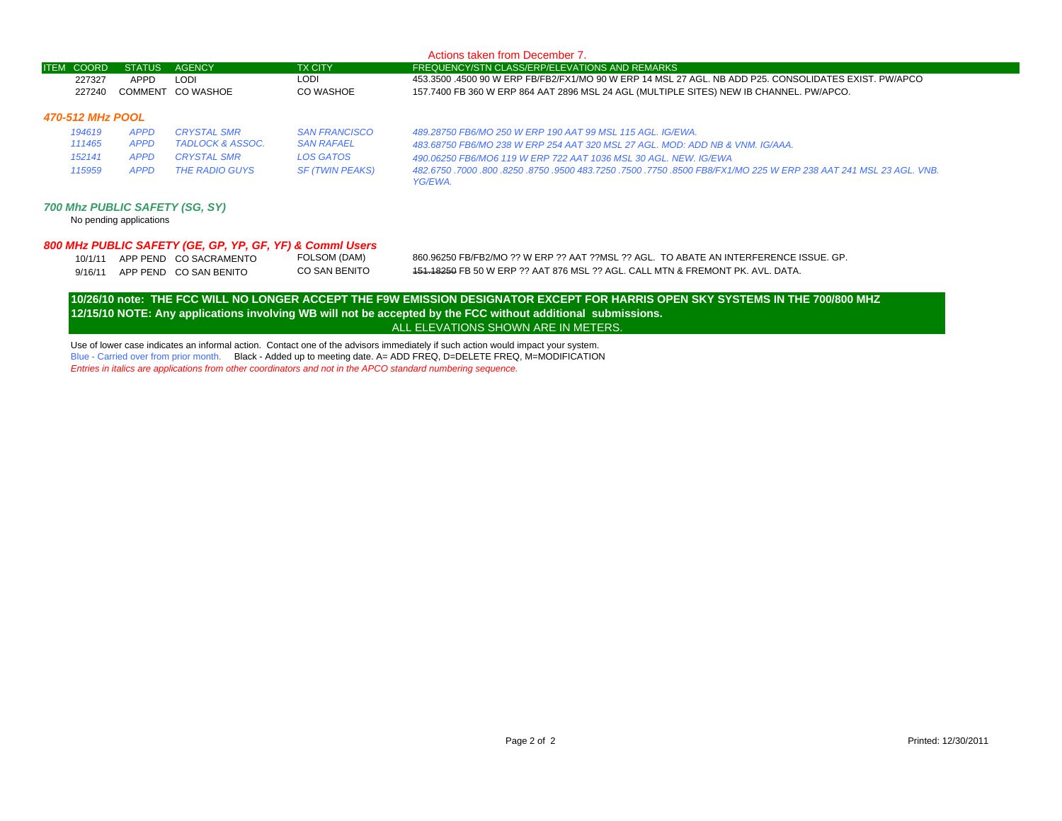Actions taken from December 7.

| ITEM | COORD | STATUS | AGENCY | TX CITY | FREQUENCY/STN CLASS/ERP/ELEVATIONS AND REMARKS |
|---|---|---|---|---|---|
| | 227327 | APPD | LODI | LODI | 453.3500 .4500 90 W ERP FB/FB2/FX1/MO 90 W ERP 14 MSL 27 AGL. NB ADD P25. CONSOLIDATES EXIST. PW/APCO |
| | 227240 | COMMENT | CO WASHOE | CO WASHOE | 157.7400 FB 360 W ERP 864 AAT 2896 MSL 24 AGL (MULTIPLE SITES) NEW IB CHANNEL. PW/APCO. |

### *470-512 MHz POOL*

| | | | | |
|---|---|---|---|---|
| *194619* | *APPD* | *CRYSTAL SMR* | *SAN FRANCISCO* | *489.28750 FB6/MO 250 W ERP 190 AAT 99 MSL 115 AGL. IG/EWA.* |
| *111465* | *APPD* | *TADLOCK & ASSOC.* | *SAN RAFAEL* | *483.68750 FB6/MO 238 W ERP 254 AAT 320 MSL 27 AGL. MOD: ADD NB & VNM. IG/AAA.* |
| *152141* | *APPD* | *CRYSTAL SMR* | *LOS GATOS* | *490.06250 FB6/MO6 119 W ERP 722 AAT 1036 MSL 30 AGL. NEW. IG/EWA* |
| *115959* | *APPD* | *THE RADIO GUYS* | *SF (TWIN PEAKS)* | *482.6750 .7000 .800 .8250 .8750 .9500 483.7250 .7500 .7750 .8500 FB8/FX1/MO 225 W ERP 238 AAT 241 MSL 23 AGL. VNB. YG/EWA.* |

### *700 Mhz PUBLIC SAFETY (SG, SY)*

No pending applications

### *800 MHz PUBLIC SAFETY (GE, GP, YP, GF, YF) & Comml Users*

| | | | | |
|---|---|---|---|---|
| 10/1/11 | APP PEND | CO SACRAMENTO | FOLSOM (DAM) | 860.96250 FB/FB2/MO ?? W ERP ?? AAT ??MSL ?? AGL. TO ABATE AN INTERFERENCE ISSUE. GP. |
| 9/16/11 | APP PEND | CO SAN BENITO | CO SAN BENITO | ~~151.18250~~ FB 50 W ERP ?? AAT 876 MSL ?? AGL. CALL MTN & FREMONT PK. AVL. DATA. |

**10/26/10 note: THE FCC WILL NO LONGER ACCEPT THE F9W EMISSION DESIGNATOR EXCEPT FOR HARRIS OPEN SKY SYSTEMS IN THE 700/800 MHZ**

**12/15/10 NOTE: Any applications involving WB will not be accepted by the FCC without additional submissions.**

ALL ELEVATIONS SHOWN ARE IN METERS.

Use of lower case indicates an informal action. Contact one of the advisors immediately if such action would impact your system.

Blue - Carried over from prior month. Black - Added up to meeting date. A= ADD FREQ, D=DELETE FREQ, M=MODIFICATION

*Entries in italics are applications from other coordinators and not in the APCO standard numbering sequence.*

Printed: 12/30/2011